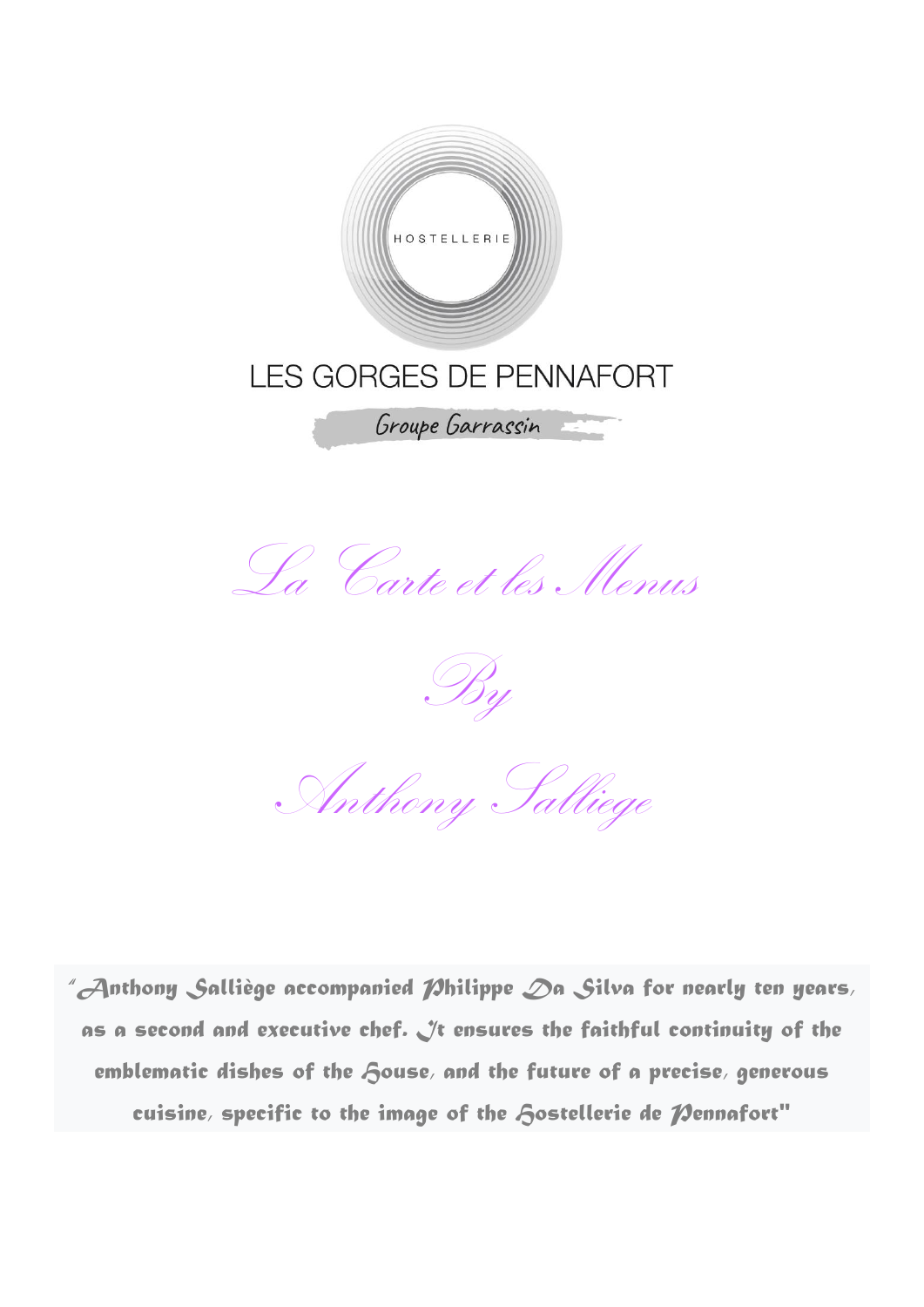HOSTELLERIE

LES GORGES DE PENNAFORT

Groupe Garrassin

# La Carte et les Menus

## By

## Anthony Salliege

"Anthony Salliège accompanied Philippe Da Silva for nearly ten years, as a second and executive chef. It ensures the faithful continuity of the emblematic dishes of the House, and the future of a precise, generous cuisine, specific to the image of the Hostellerie de Pennafort"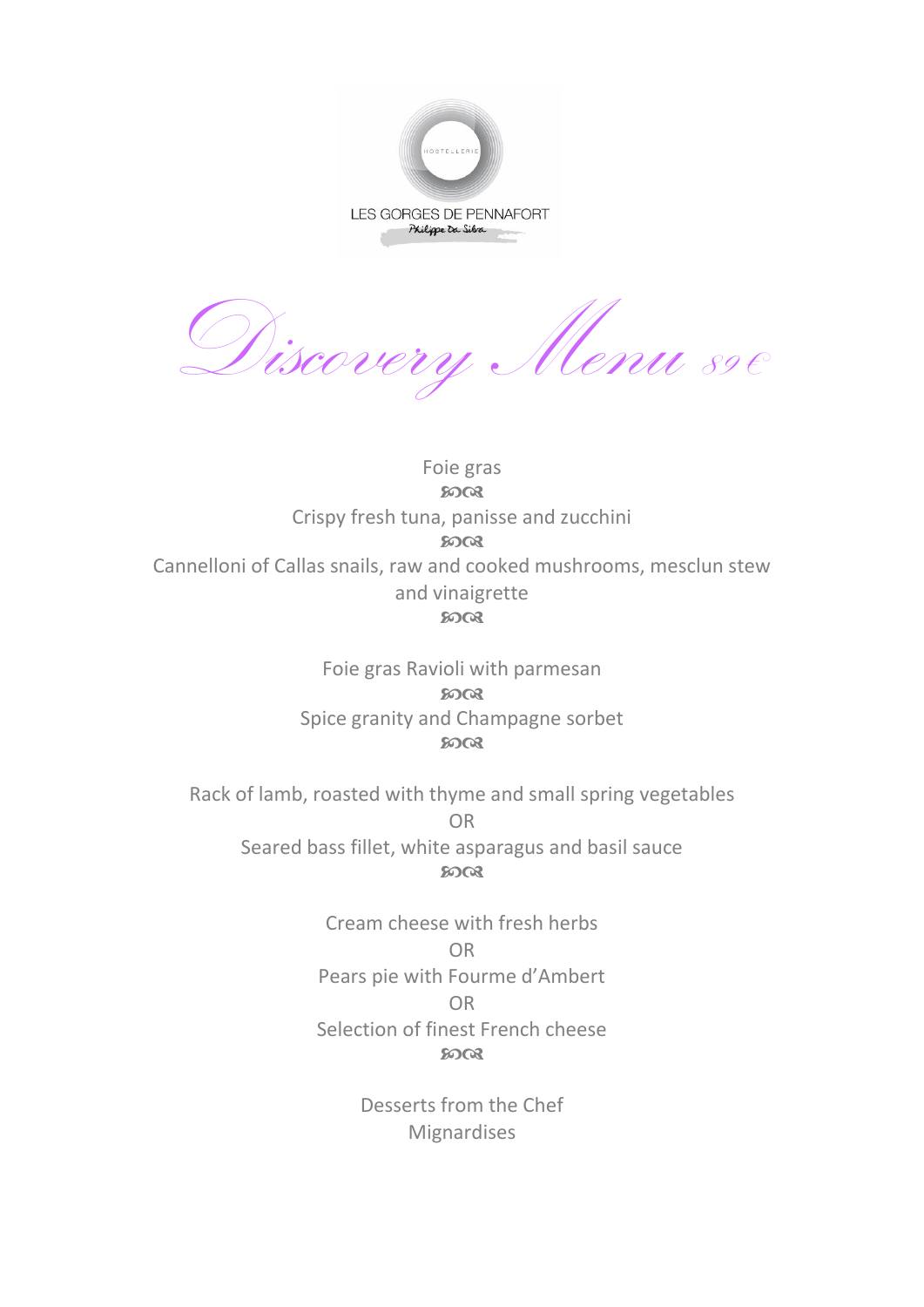HOSTELLERIE

LES GORGES DE PENNAFORT

Philippe Da Silva

# Discovery Menu 89€

Foie gras

ജ്ഞ

Crispy fresh tuna, panisse and zucchini

ജ്ഞ

Cannelloni of Callas snails, raw and cooked mushrooms, mesclun stew and vinaigrette

ജ്ഞ

Foie gras Ravioli with parmesan

ജ്ഞ

Spice granity and Champagne sorbet

ജ്ഞ

Rack of lamb, roasted with thyme and small spring vegetables

OR

Seared bass fillet, white asparagus and basil sauce

ജ്ഞ

Cream cheese with fresh herbs

OR

Pears pie with Fourme d'Ambert

OR

Selection of finest French cheese

ജ്ഞ

Desserts from the Chef

Mignardises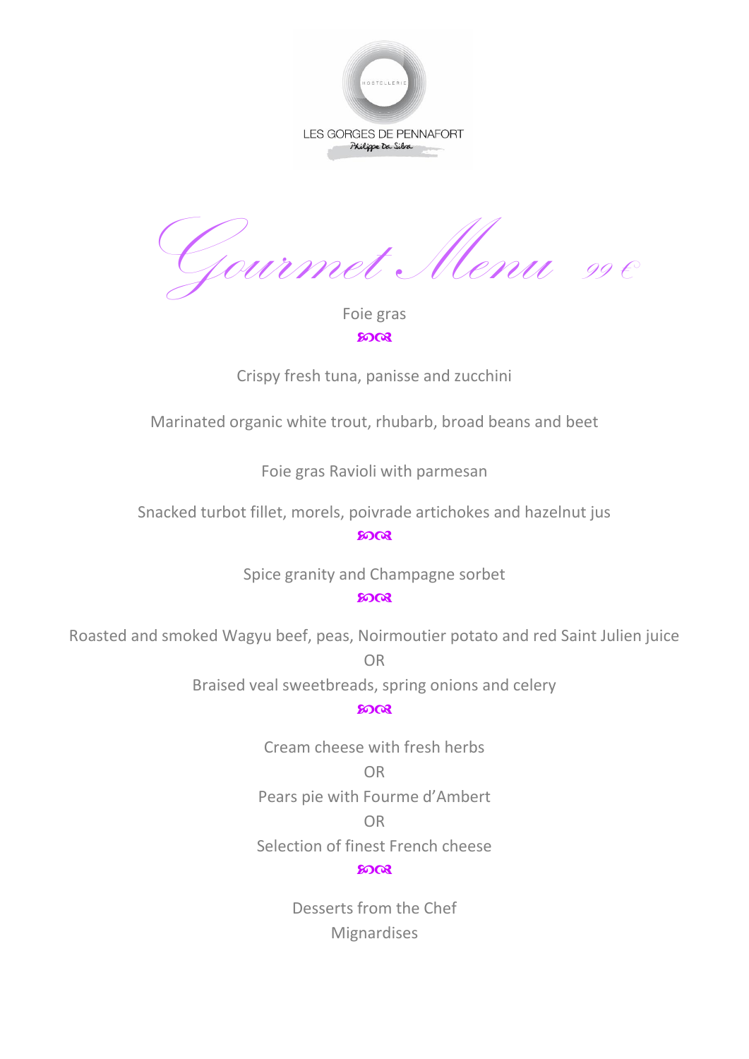HOSTELLERIE

LES GORGES DE PENNAFORT

Philippe Da Silva

# Gourmet Menu 99 €

Foie gras

ᘓᘐ

Crispy fresh tuna, panisse and zucchini

Marinated organic white trout, rhubarb, broad beans and beet

Foie gras Ravioli with parmesan

Snacked turbot fillet, morels, poivrade artichokes and hazelnut jus

ᘓᘐ

Spice granity and Champagne sorbet

ᘓᘐ

Roasted and smoked Wagyu beef, peas, Noirmoutier potato and red Saint Julien juice

OR

Braised veal sweetbreads, spring onions and celery

ᘓᘐ

Cream cheese with fresh herbs

OR

Pears pie with Fourme d'Ambert

OR

Selection of finest French cheese

ᘓᘐ

Desserts from the Chef

Mignardises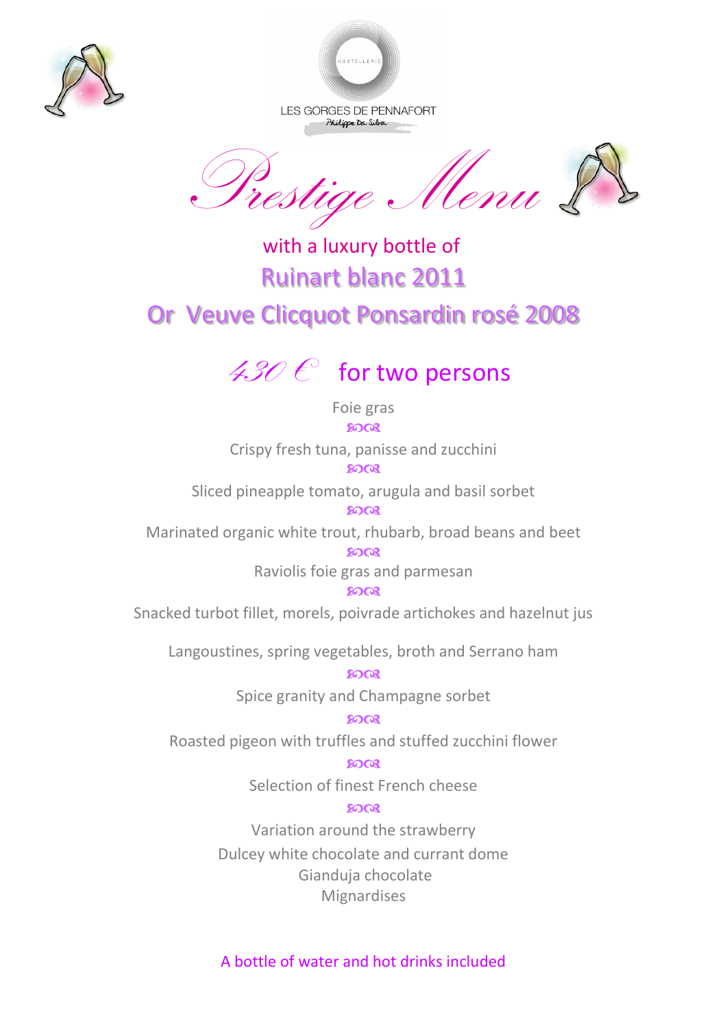LES GORGES DE PENNAFORT

*Philippe Da Silva*

# Prestige Menu

with a luxury bottle of

## Ruinart blanc 2011

## Or Veuve Clicquot Ponsardin rosé 2008

### *430 €* for two persons

Foie gras

Crispy fresh tuna, panisse and zucchini

Sliced pineapple tomato, arugula and basil sorbet

Marinated organic white trout, rhubarb, broad beans and beet

Raviolis foie gras and parmesan

Snacked turbot fillet, morels, poivrade artichokes and hazelnut jus

Langoustines, spring vegetables, broth and Serrano ham

Spice granity and Champagne sorbet

Roasted pigeon with truffles and stuffed zucchini flower

Selection of finest French cheese

Variation around the strawberry

Dulcey white chocolate and currant dome

Gianduja chocolate

Mignardises

A bottle of water and hot drinks included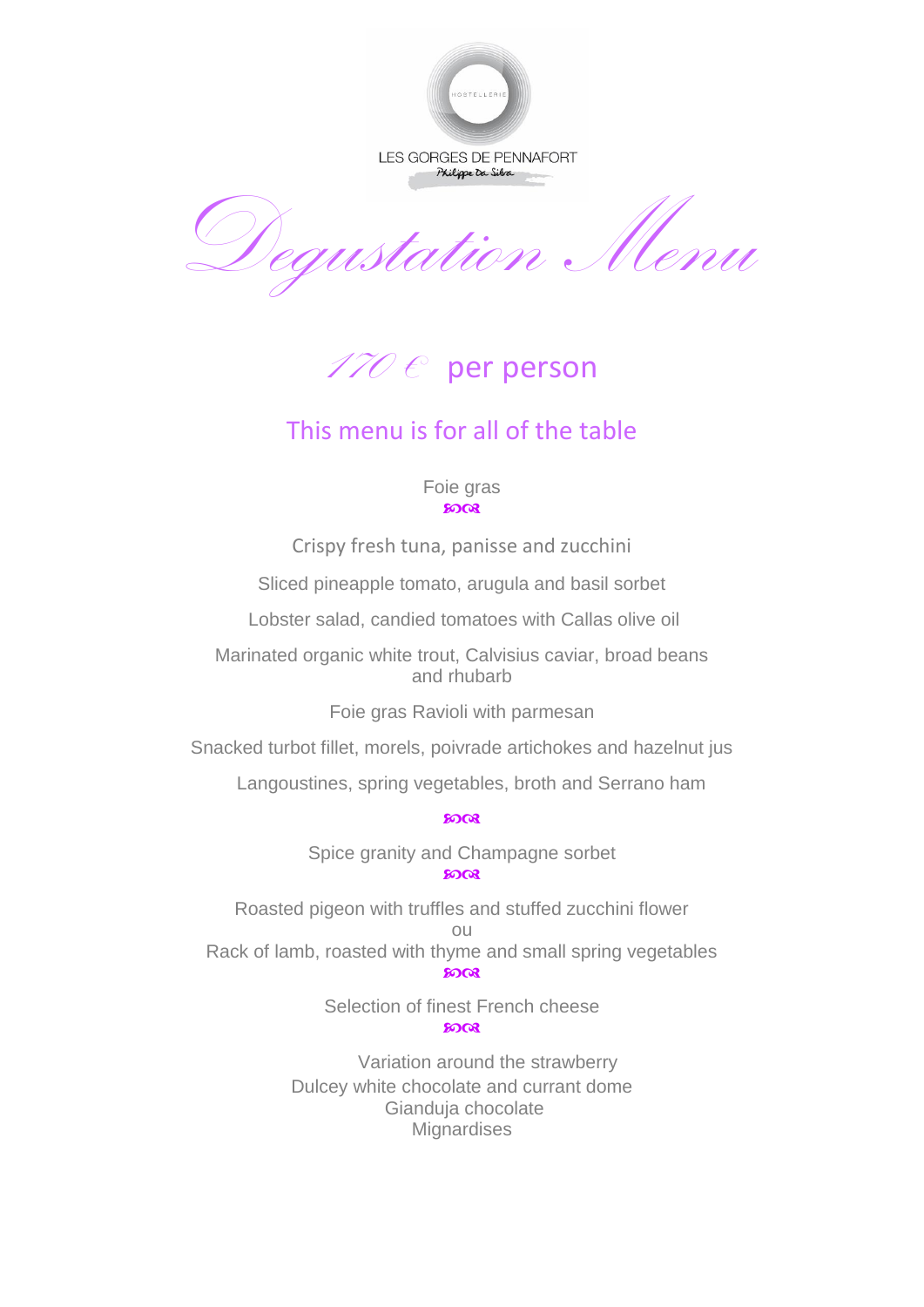HOSTELLERIE

LES GORGES DE PENNAFORT

Philippe Da Silva

# Degustation Menu

## 170 € per person

## This menu is for all of the table

Foie gras

Crispy fresh tuna, panisse and zucchini

Sliced pineapple tomato, arugula and basil sorbet

Lobster salad, candied tomatoes with Callas olive oil

Marinated organic white trout, Calvisius caviar, broad beans and rhubarb

Foie gras Ravioli with parmesan

Snacked turbot fillet, morels, poivrade artichokes and hazelnut jus

Langoustines, spring vegetables, broth and Serrano ham

Spice granity and Champagne sorbet

Roasted pigeon with truffles and stuffed zucchini flower
ou
Rack of lamb, roasted with thyme and small spring vegetables

Selection of finest French cheese

Variation around the strawberry
Dulcey white chocolate and currant dome
Gianduja chocolate
Mignardises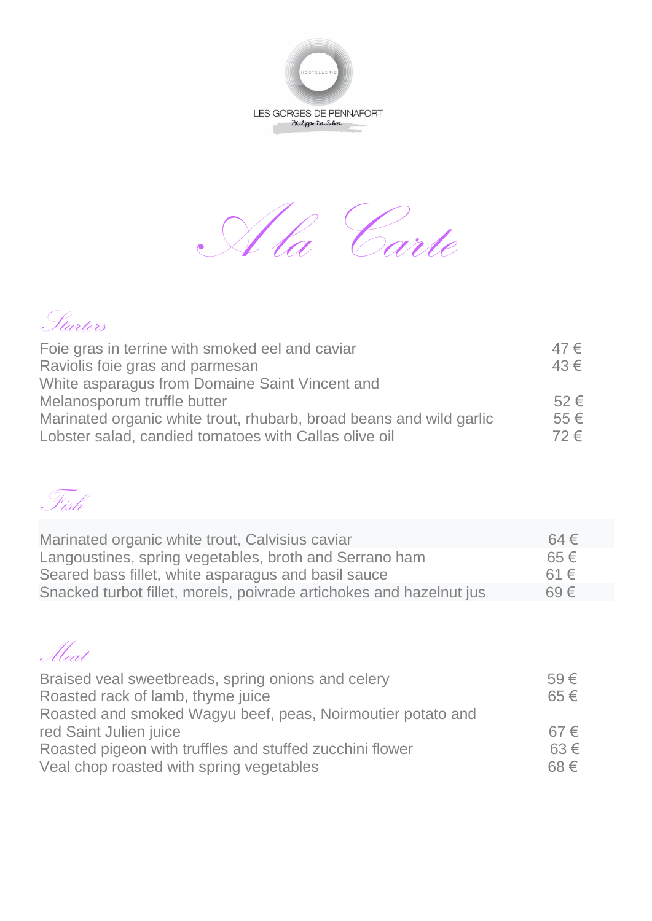HOSTELLERIE

LES GORGES DE PENNAFORT

Philippe Da Silva

# A la Carte

## Starters

| | |
|---|---|
| Foie gras in terrine with smoked eel and caviar | 47 € |
| Raviolis foie gras and parmesan | 43 € |
| White asparagus from Domaine Saint Vincent and Melanosporum truffle butter | 52 € |
| Marinated organic white trout, rhubarb, broad beans and wild garlic | 55 € |
| Lobster salad, candied tomatoes with Callas olive oil | 72 € |

## Fish

| | |
|---|---|
| Marinated organic white trout, Calvisius caviar | 64 € |
| Langoustines, spring vegetables, broth and Serrano ham | 65 € |
| Seared bass fillet, white asparagus and basil sauce | 61 € |
| Snacked turbot fillet, morels, poivrade artichokes and hazelnut jus | 69 € |

## Meat

| | |
|---|---|
| Braised veal sweetbreads, spring onions and celery | 59 € |
| Roasted rack of lamb, thyme juice | 65 € |
| Roasted and smoked Wagyu beef, peas, Noirmoutier potato and red Saint Julien juice | 67 € |
| Roasted pigeon with truffles and stuffed zucchini flower | 63 € |
| Veal chop roasted with spring vegetables | 68 € |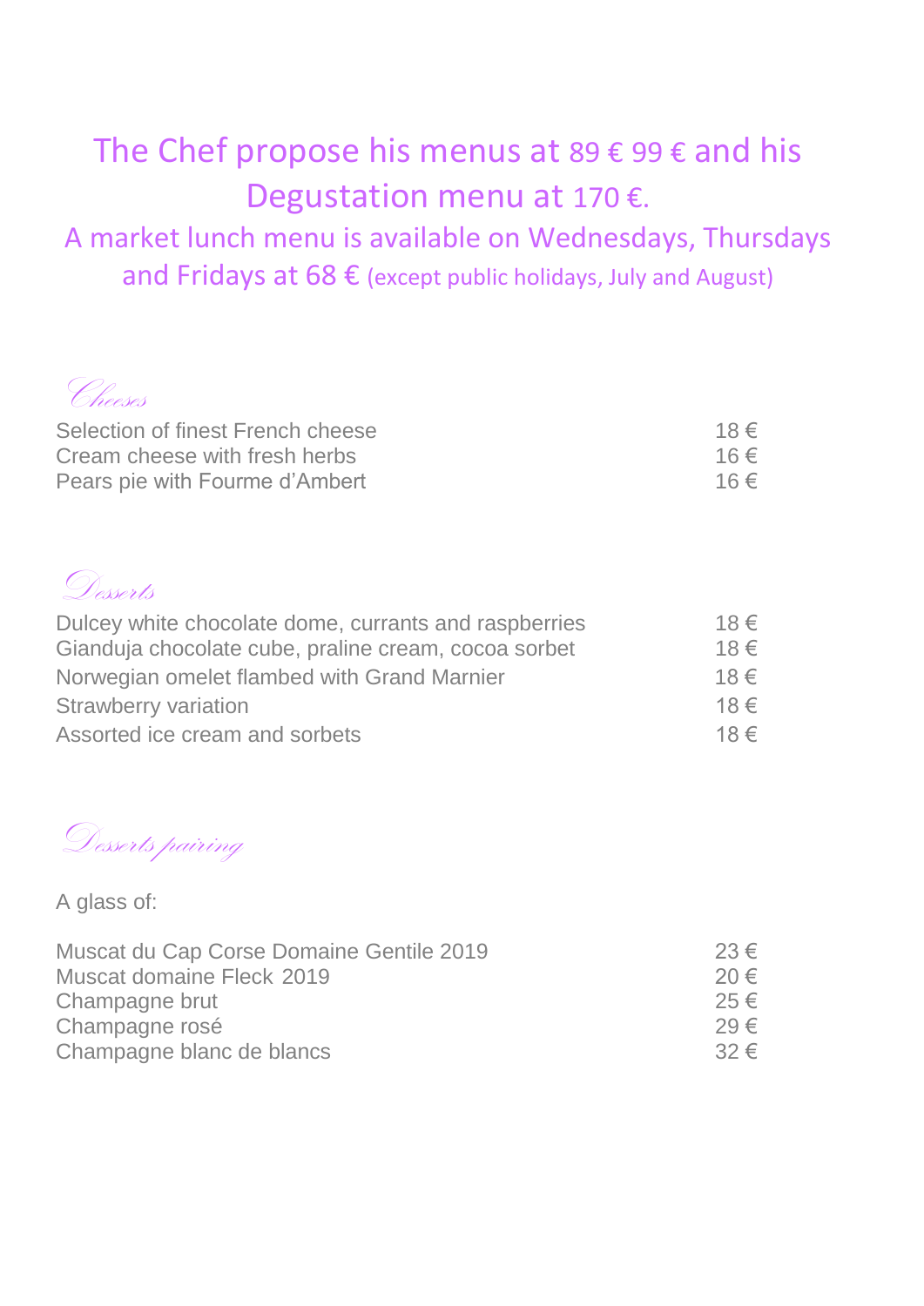The Chef propose his menus at 89 € 99 € and his Degustation menu at 170 €.

A market lunch menu is available on Wednesdays, Thursdays and Fridays at 68 € (except public holidays, July and August)

## Cheeses

| | |
|---|---|
| Selection of finest French cheese | 18 € |
| Cream cheese with fresh herbs | 16 € |
| Pears pie with Fourme d'Ambert | 16 € |

## Desserts

| | |
|---|---|
| Dulcey white chocolate dome, currants and raspberries | 18 € |
| Gianduja chocolate cube, praline cream, cocoa sorbet | 18 € |
| Norwegian omelet flambed with Grand Marnier | 18 € |
| Strawberry variation | 18 € |
| Assorted ice cream and sorbets | 18 € |

## Desserts pairing

A glass of:

| | |
|---|---|
| Muscat du Cap Corse Domaine Gentile 2019 | 23 € |
| Muscat domaine Fleck 2019 | 20 € |
| Champagne brut | 25 € |
| Champagne rosé | 29 € |
| Champagne blanc de blancs | 32 € |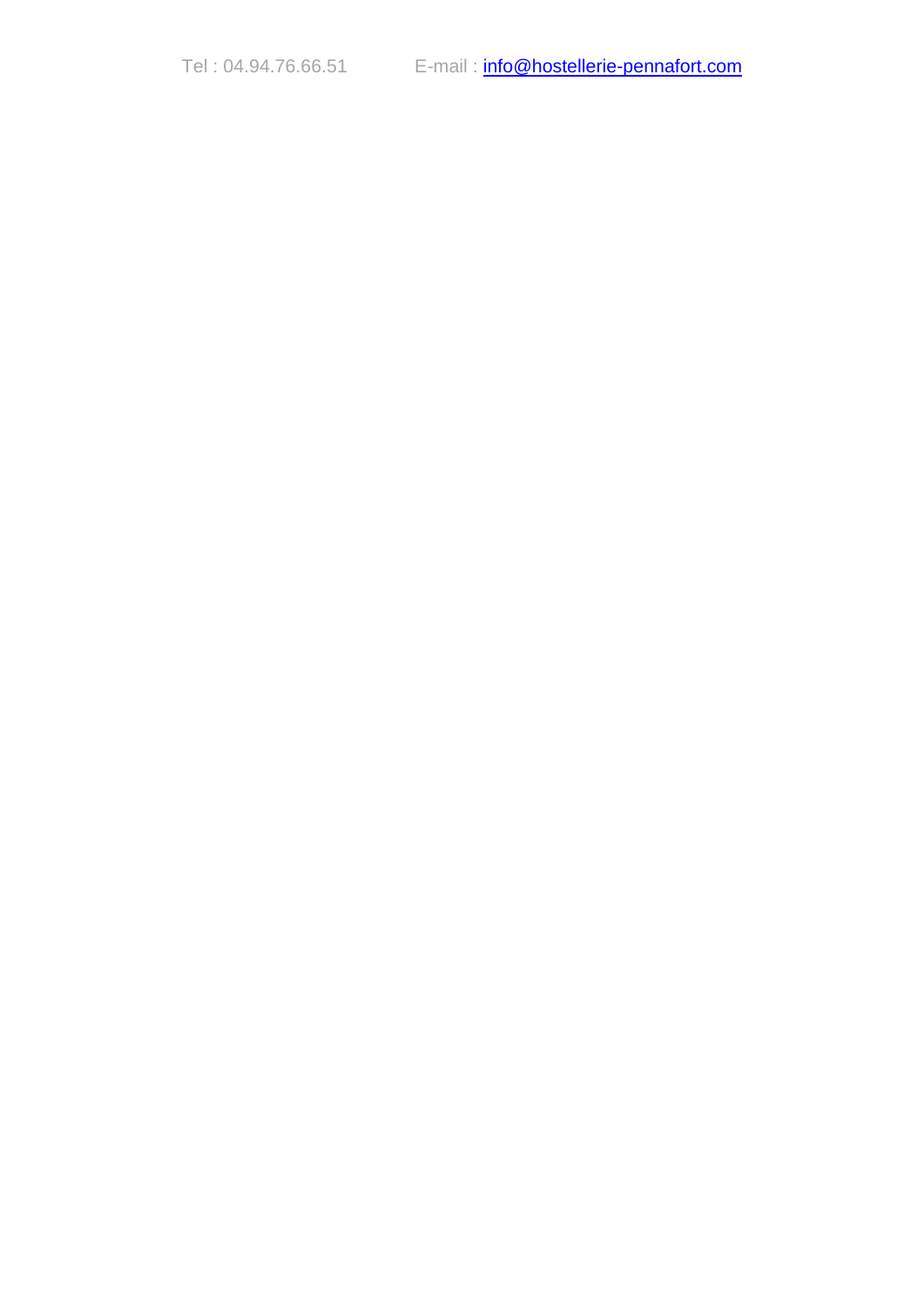Tel : 04.94.76.66.51 E-mail : info@hostellerie-pennafort.com